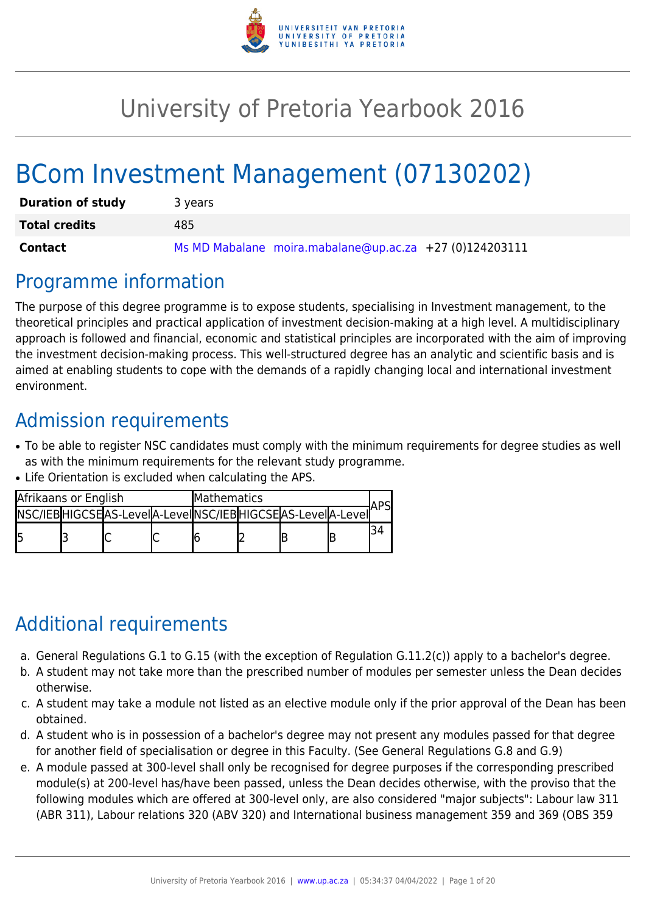# University of Pretoria Yearbook 2016

# BCom Investment Management (07130202)

| | |
|---|---|
| **Duration of study** | 3 years |
| **Total credits** | 485 |
| **Contact** | Ms MD Mabalane moira.mabalane@up.ac.za +27 (0)124203111 |

## Programme information

The purpose of this degree programme is to expose students, specialising in Investment management, to the theoretical principles and practical application of investment decision-making at a high level. A multidisciplinary approach is followed and financial, economic and statistical principles are incorporated with the aim of improving the investment decision-making process. This well-structured degree has an analytic and scientific basis and is aimed at enabling students to cope with the demands of a rapidly changing local and international investment environment.

## Admission requirements

- To be able to register NSC candidates must comply with the minimum requirements for degree studies as well as with the minimum requirements for the relevant study programme.
- Life Orientation is excluded when calculating the APS.

| Afrikaans or English | | | | Mathematics | | | | APS |
|---|---|---|---|---|---|---|---|---|
| NSC/IEB | HIGCSE | AS-Level | A-Level | NSC/IEB | HIGCSE | AS-Level | A-Level | |
| 5 | 3 | C | C | 6 | 2 | B | B | 34 |

## Additional requirements

a. General Regulations G.1 to G.15 (with the exception of Regulation G.11.2(c)) apply to a bachelor's degree.

b. A student may not take more than the prescribed number of modules per semester unless the Dean decides otherwise.

c. A student may take a module not listed as an elective module only if the prior approval of the Dean has been obtained.

d. A student who is in possession of a bachelor's degree may not present any modules passed for that degree for another field of specialisation or degree in this Faculty. (See General Regulations G.8 and G.9)

e. A module passed at 300-level shall only be recognised for degree purposes if the corresponding prescribed module(s) at 200-level has/have been passed, unless the Dean decides otherwise, with the proviso that the following modules which are offered at 300-level only, are also considered "major subjects": Labour law 311 (ABR 311), Labour relations 320 (ABV 320) and International business management 359 and 369 (OBS 359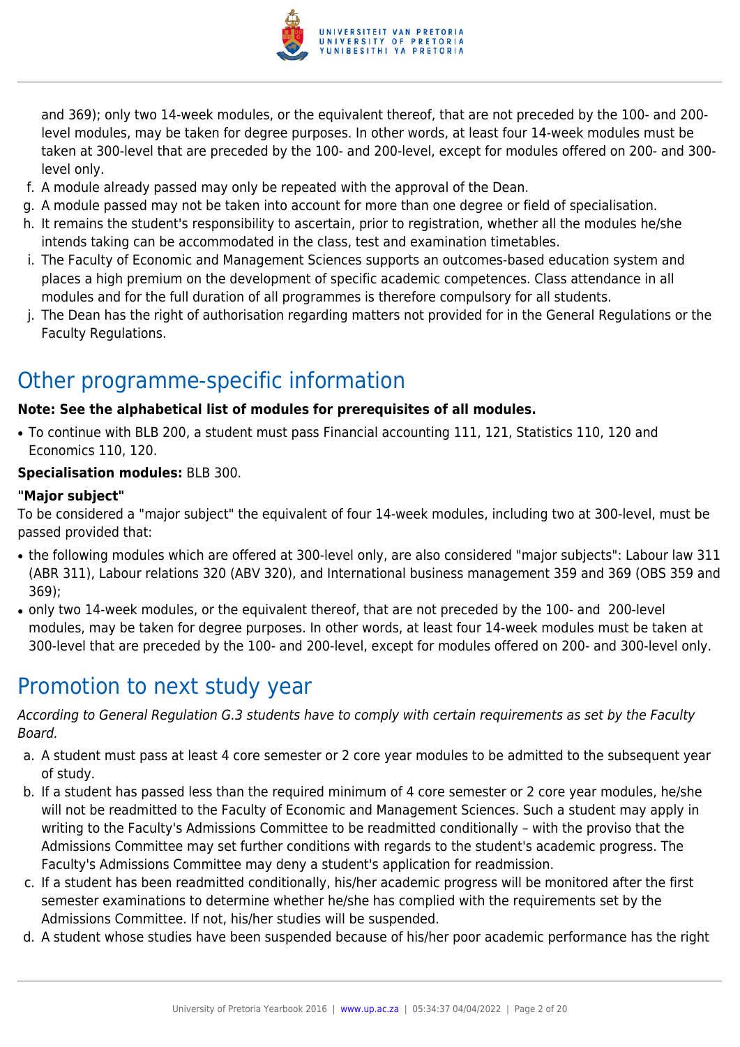and 369); only two 14-week modules, or the equivalent thereof, that are not preceded by the 100- and 200-level modules, may be taken for degree purposes. In other words, at least four 14-week modules must be taken at 300-level that are preceded by the 100- and 200-level, except for modules offered on 200- and 300-level only.

f. A module already passed may only be repeated with the approval of the Dean.
g. A module passed may not be taken into account for more than one degree or field of specialisation.
h. It remains the student's responsibility to ascertain, prior to registration, whether all the modules he/she intends taking can be accommodated in the class, test and examination timetables.
i. The Faculty of Economic and Management Sciences supports an outcomes-based education system and places a high premium on the development of specific academic competences. Class attendance in all modules and for the full duration of all programmes is therefore compulsory for all students.
j. The Dean has the right of authorisation regarding matters not provided for in the General Regulations or the Faculty Regulations.

# Other programme-specific information

**Note: See the alphabetical list of modules for prerequisites of all modules.**

- To continue with BLB 200, a student must pass Financial accounting 111, 121, Statistics 110, 120 and Economics 110, 120.

**Specialisation modules:** BLB 300.

**"Major subject"**

To be considered a "major subject" the equivalent of four 14-week modules, including two at 300-level, must be passed provided that:

- the following modules which are offered at 300-level only, are also considered "major subjects": Labour law 311 (ABR 311), Labour relations 320 (ABV 320), and International business management 359 and 369 (OBS 359 and 369);
- only two 14-week modules, or the equivalent thereof, that are not preceded by the 100- and 200-level modules, may be taken for degree purposes. In other words, at least four 14-week modules must be taken at 300-level that are preceded by the 100- and 200-level, except for modules offered on 200- and 300-level only.

# Promotion to next study year

*According to General Regulation G.3 students have to comply with certain requirements as set by the Faculty Board.*

a. A student must pass at least 4 core semester or 2 core year modules to be admitted to the subsequent year of study.
b. If a student has passed less than the required minimum of 4 core semester or 2 core year modules, he/she will not be readmitted to the Faculty of Economic and Management Sciences. Such a student may apply in writing to the Faculty's Admissions Committee to be readmitted conditionally – with the proviso that the Admissions Committee may set further conditions with regards to the student's academic progress. The Faculty's Admissions Committee may deny a student's application for readmission.
c. If a student has been readmitted conditionally, his/her academic progress will be monitored after the first semester examinations to determine whether he/she has complied with the requirements set by the Admissions Committee. If not, his/her studies will be suspended.
d. A student whose studies have been suspended because of his/her poor academic performance has the right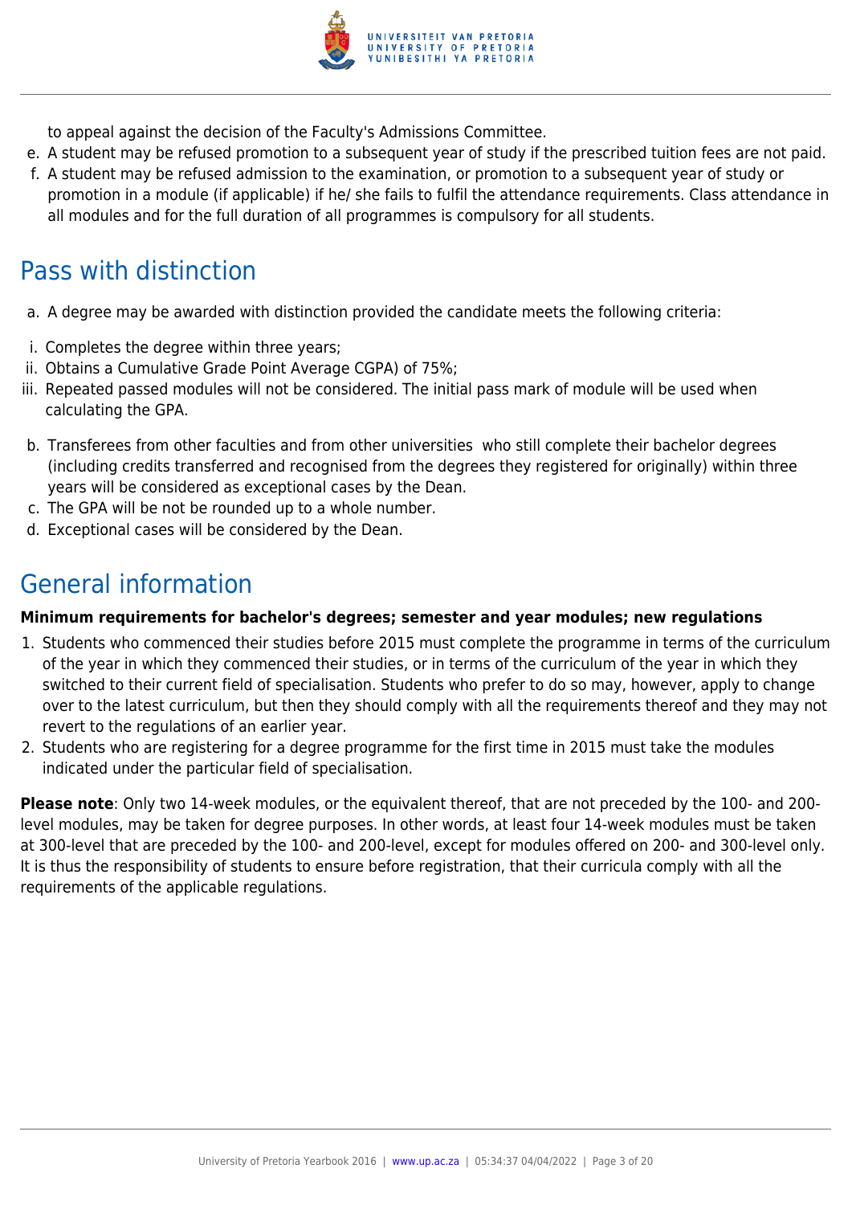to appeal against the decision of the Faculty's Admissions Committee.

e. A student may be refused promotion to a subsequent year of study if the prescribed tuition fees are not paid.
f. A student may be refused admission to the examination, or promotion to a subsequent year of study or promotion in a module (if applicable) if he/ she fails to fulfil the attendance requirements. Class attendance in all modules and for the full duration of all programmes is compulsory for all students.

## Pass with distinction

a. A degree may be awarded with distinction provided the candidate meets the following criteria:

i. Completes the degree within three years;
ii. Obtains a Cumulative Grade Point Average CGPA) of 75%;
iii. Repeated passed modules will not be considered. The initial pass mark of module will be used when calculating the GPA.

b. Transferees from other faculties and from other universities who still complete their bachelor degrees (including credits transferred and recognised from the degrees they registered for originally) within three years will be considered as exceptional cases by the Dean.
c. The GPA will be not be rounded up to a whole number.
d. Exceptional cases will be considered by the Dean.

## General information

**Minimum requirements for bachelor's degrees; semester and year modules; new regulations**

1. Students who commenced their studies before 2015 must complete the programme in terms of the curriculum of the year in which they commenced their studies, or in terms of the curriculum of the year in which they switched to their current field of specialisation. Students who prefer to do so may, however, apply to change over to the latest curriculum, but then they should comply with all the requirements thereof and they may not revert to the regulations of an earlier year.
2. Students who are registering for a degree programme for the first time in 2015 must take the modules indicated under the particular field of specialisation.

**Please note**: Only two 14-week modules, or the equivalent thereof, that are not preceded by the 100- and 200-level modules, may be taken for degree purposes. In other words, at least four 14-week modules must be taken at 300-level that are preceded by the 100- and 200-level, except for modules offered on 200- and 300-level only. It is thus the responsibility of students to ensure before registration, that their curricula comply with all the requirements of the applicable regulations.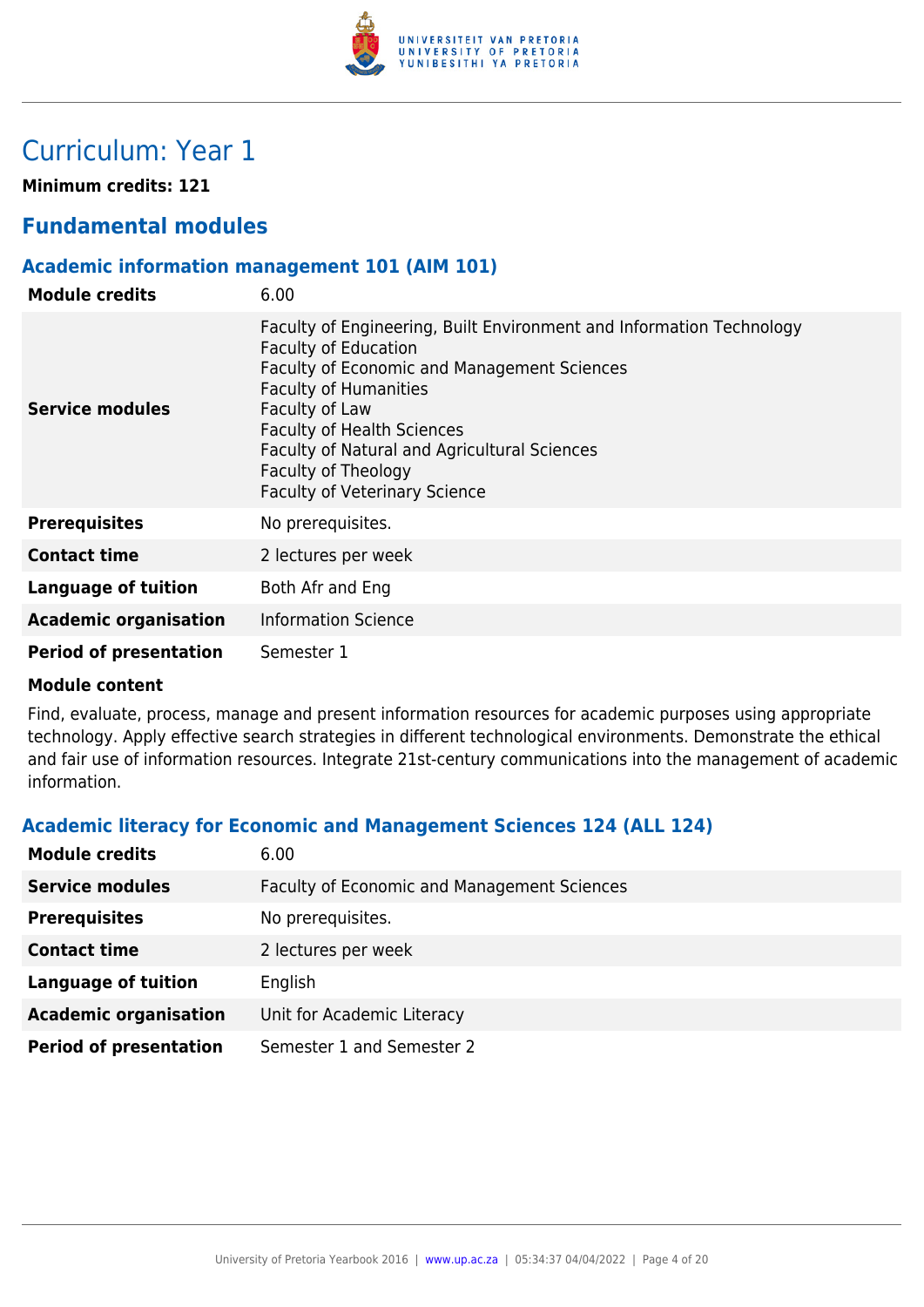# Curriculum: Year 1

**Minimum credits: 121**

## Fundamental modules

### Academic information management 101 (AIM 101)

| | |
|---|---|
| **Module credits** | 6.00 |
| **Service modules** | Faculty of Engineering, Built Environment and Information Technology<br>Faculty of Education<br>Faculty of Economic and Management Sciences<br>Faculty of Humanities<br>Faculty of Law<br>Faculty of Health Sciences<br>Faculty of Natural and Agricultural Sciences<br>Faculty of Theology<br>Faculty of Veterinary Science |
| **Prerequisites** | No prerequisites. |
| **Contact time** | 2 lectures per week |
| **Language of tuition** | Both Afr and Eng |
| **Academic organisation** | Information Science |
| **Period of presentation** | Semester 1 |

**Module content**

Find, evaluate, process, manage and present information resources for academic purposes using appropriate technology. Apply effective search strategies in different technological environments. Demonstrate the ethical and fair use of information resources. Integrate 21st-century communications into the management of academic information.

### Academic literacy for Economic and Management Sciences 124 (ALL 124)

| | |
|---|---|
| **Module credits** | 6.00 |
| **Service modules** | Faculty of Economic and Management Sciences |
| **Prerequisites** | No prerequisites. |
| **Contact time** | 2 lectures per week |
| **Language of tuition** | English |
| **Academic organisation** | Unit for Academic Literacy |
| **Period of presentation** | Semester 1 and Semester 2 |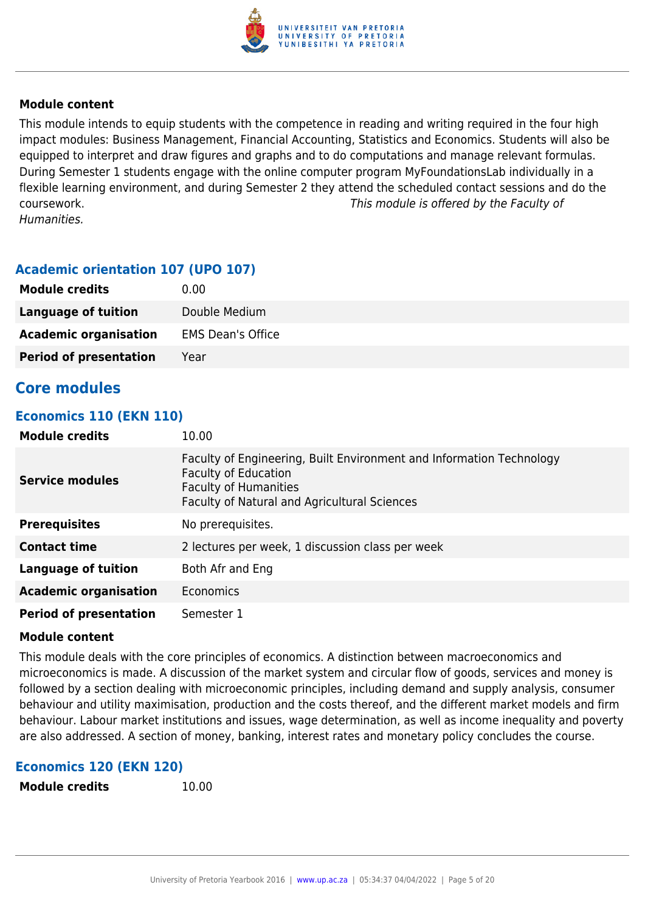**Module content**

This module intends to equip students with the competence in reading and writing required in the four high impact modules: Business Management, Financial Accounting, Statistics and Economics. Students will also be equipped to interpret and draw figures and graphs and to do computations and manage relevant formulas. During Semester 1 students engage with the online computer program MyFoundationsLab individually in a flexible learning environment, and during Semester 2 they attend the scheduled contact sessions and do the coursework. *This module is offered by the Faculty of Humanities.*

### Academic orientation 107 (UPO 107)

| | |
|---|---|
| **Module credits** | 0.00 |
| **Language of tuition** | Double Medium |
| **Academic organisation** | EMS Dean's Office |
| **Period of presentation** | Year |

## Core modules

### Economics 110 (EKN 110)

| | |
|---|---|
| **Module credits** | 10.00 |
| **Service modules** | Faculty of Engineering, Built Environment and Information Technology<br>Faculty of Education<br>Faculty of Humanities<br>Faculty of Natural and Agricultural Sciences |
| **Prerequisites** | No prerequisites. |
| **Contact time** | 2 lectures per week, 1 discussion class per week |
| **Language of tuition** | Both Afr and Eng |
| **Academic organisation** | Economics |
| **Period of presentation** | Semester 1 |

**Module content**

This module deals with the core principles of economics. A distinction between macroeconomics and microeconomics is made. A discussion of the market system and circular flow of goods, services and money is followed by a section dealing with microeconomic principles, including demand and supply analysis, consumer behaviour and utility maximisation, production and the costs thereof, and the different market models and firm behaviour. Labour market institutions and issues, wage determination, as well as income inequality and poverty are also addressed. A section of money, banking, interest rates and monetary policy concludes the course.

### Economics 120 (EKN 120)

| | |
|---|---|
| **Module credits** | 10.00 |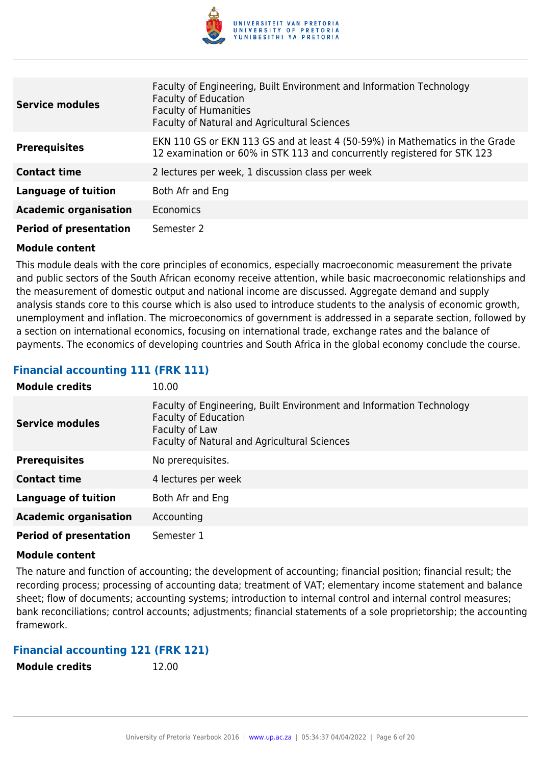| | |
|---|---|
| **Service modules** | Faculty of Engineering, Built Environment and Information Technology<br>Faculty of Education<br>Faculty of Humanities<br>Faculty of Natural and Agricultural Sciences |
| **Prerequisites** | EKN 110 GS or EKN 113 GS and at least 4 (50-59%) in Mathematics in the Grade 12 examination or 60% in STK 113 and concurrently registered for STK 123 |
| **Contact time** | 2 lectures per week, 1 discussion class per week |
| **Language of tuition** | Both Afr and Eng |
| **Academic organisation** | Economics |
| **Period of presentation** | Semester 2 |

**Module content**

This module deals with the core principles of economics, especially macroeconomic measurement the private and public sectors of the South African economy receive attention, while basic macroeconomic relationships and the measurement of domestic output and national income are discussed. Aggregate demand and supply analysis stands core to this course which is also used to introduce students to the analysis of economic growth, unemployment and inflation. The microeconomics of government is addressed in a separate section, followed by a section on international economics, focusing on international trade, exchange rates and the balance of payments. The economics of developing countries and South Africa in the global economy conclude the course.

## Financial accounting 111 (FRK 111)

| | |
|---|---|
| **Module credits** | 10.00 |
| **Service modules** | Faculty of Engineering, Built Environment and Information Technology<br>Faculty of Education<br>Faculty of Law<br>Faculty of Natural and Agricultural Sciences |
| **Prerequisites** | No prerequisites. |
| **Contact time** | 4 lectures per week |
| **Language of tuition** | Both Afr and Eng |
| **Academic organisation** | Accounting |
| **Period of presentation** | Semester 1 |

**Module content**

The nature and function of accounting; the development of accounting; financial position; financial result; the recording process; processing of accounting data; treatment of VAT; elementary income statement and balance sheet; flow of documents; accounting systems; introduction to internal control and internal control measures; bank reconciliations; control accounts; adjustments; financial statements of a sole proprietorship; the accounting framework.

## Financial accounting 121 (FRK 121)

| | |
|---|---|
| **Module credits** | 12.00 |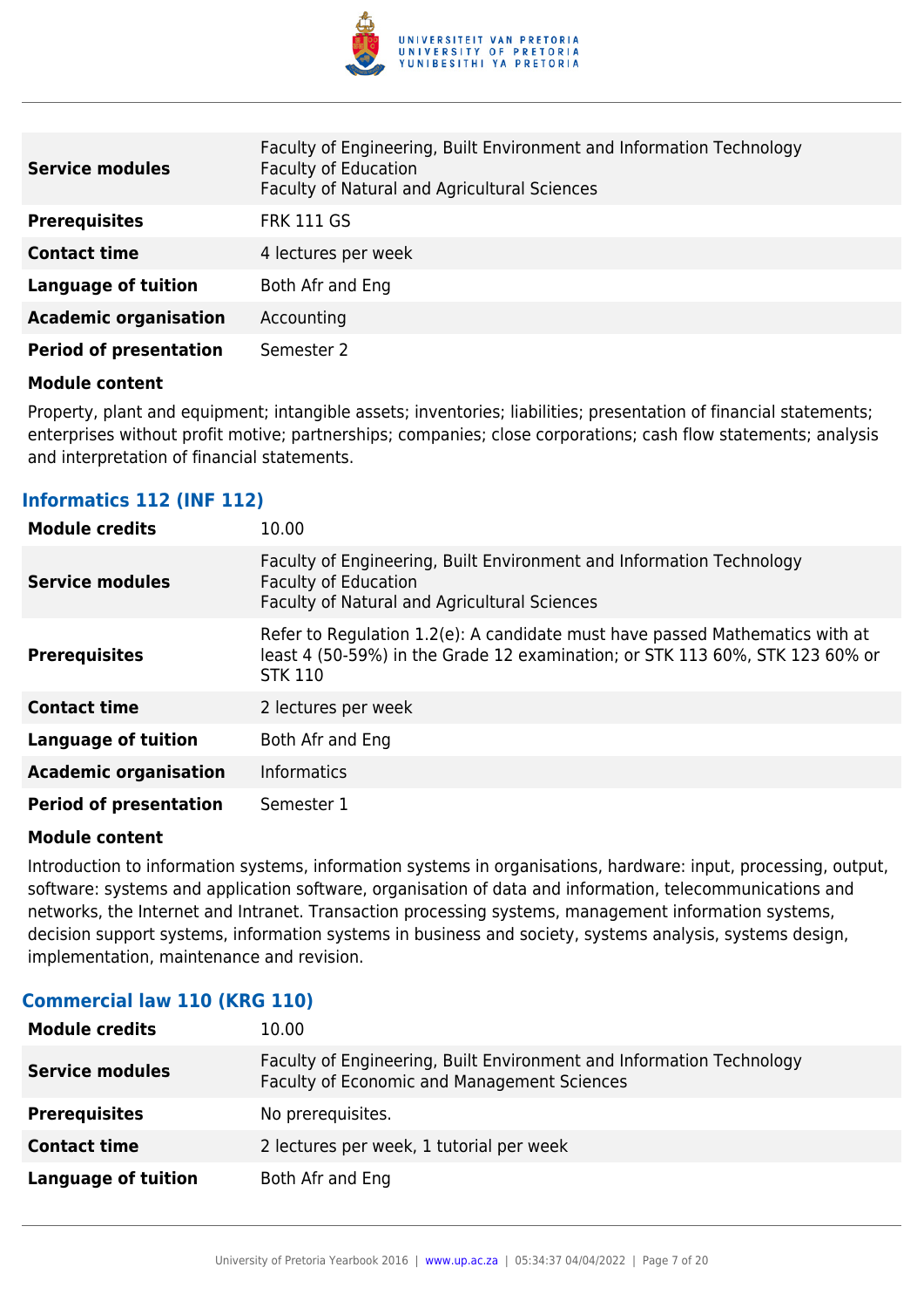| | |
|---|---|
| **Service modules** | Faculty of Engineering, Built Environment and Information Technology<br>Faculty of Education<br>Faculty of Natural and Agricultural Sciences |
| **Prerequisites** | FRK 111 GS |
| **Contact time** | 4 lectures per week |
| **Language of tuition** | Both Afr and Eng |
| **Academic organisation** | Accounting |
| **Period of presentation** | Semester 2 |

**Module content**

Property, plant and equipment; intangible assets; inventories; liabilities; presentation of financial statements; enterprises without profit motive; partnerships; companies; close corporations; cash flow statements; analysis and interpretation of financial statements.

### Informatics 112 (INF 112)

| | |
|---|---|
| **Module credits** | 10.00 |
| **Service modules** | Faculty of Engineering, Built Environment and Information Technology<br>Faculty of Education<br>Faculty of Natural and Agricultural Sciences |
| **Prerequisites** | Refer to Regulation 1.2(e): A candidate must have passed Mathematics with at least 4 (50-59%) in the Grade 12 examination; or STK 113 60%, STK 123 60% or STK 110 |
| **Contact time** | 2 lectures per week |
| **Language of tuition** | Both Afr and Eng |
| **Academic organisation** | Informatics |
| **Period of presentation** | Semester 1 |

**Module content**

Introduction to information systems, information systems in organisations, hardware: input, processing, output, software: systems and application software, organisation of data and information, telecommunications and networks, the Internet and Intranet. Transaction processing systems, management information systems, decision support systems, information systems in business and society, systems analysis, systems design, implementation, maintenance and revision.

### Commercial law 110 (KRG 110)

| | |
|---|---|
| **Module credits** | 10.00 |
| **Service modules** | Faculty of Engineering, Built Environment and Information Technology<br>Faculty of Economic and Management Sciences |
| **Prerequisites** | No prerequisites. |
| **Contact time** | 2 lectures per week, 1 tutorial per week |
| **Language of tuition** | Both Afr and Eng |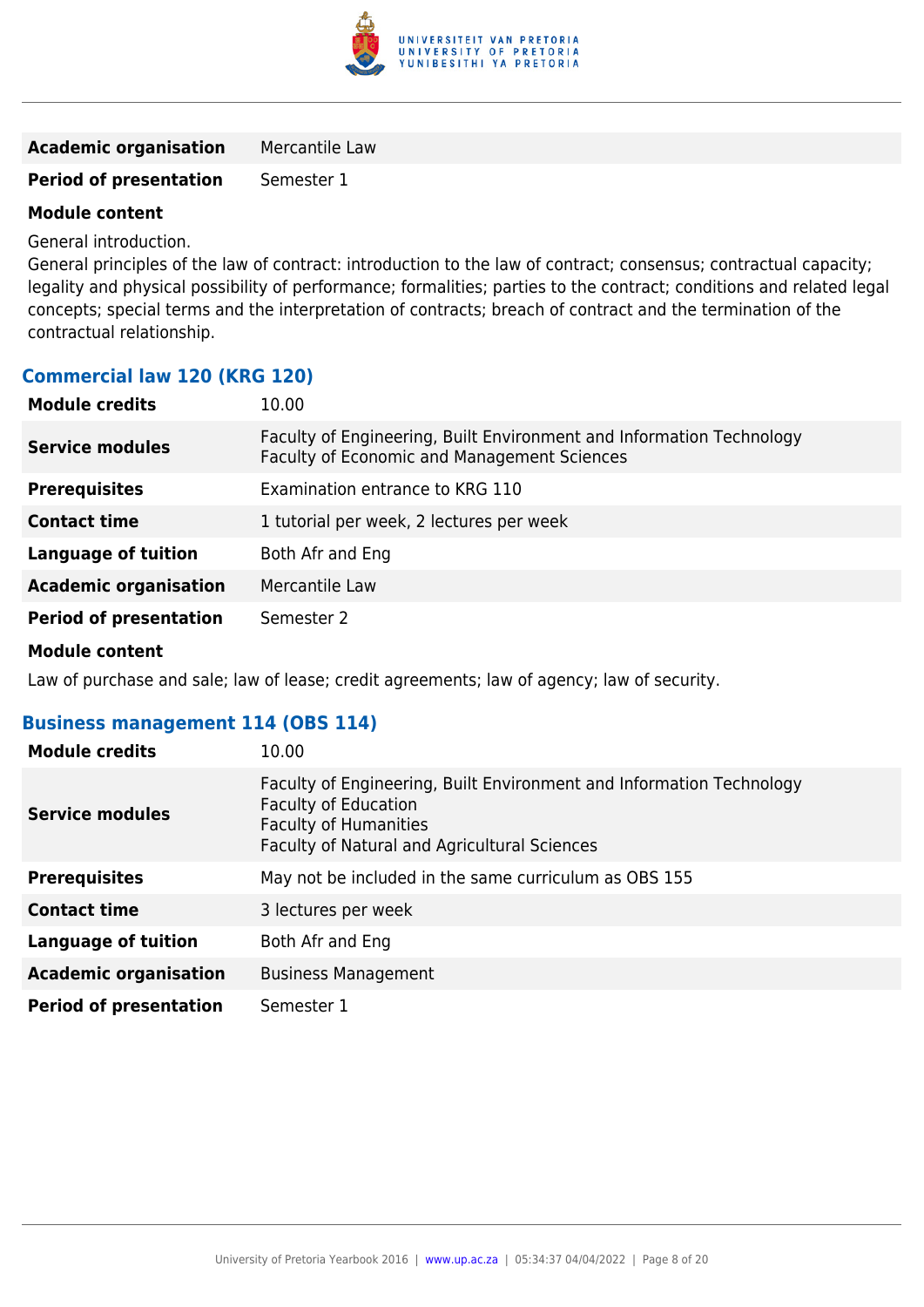| | |
|---|---|
| **Academic organisation** | Mercantile Law |
| **Period of presentation** | Semester 1 |

**Module content**

General introduction.
General principles of the law of contract: introduction to the law of contract; consensus; contractual capacity; legality and physical possibility of performance; formalities; parties to the contract; conditions and related legal concepts; special terms and the interpretation of contracts; breach of contract and the termination of the contractual relationship.

### Commercial law 120 (KRG 120)

| | |
|---|---|
| **Module credits** | 10.00 |
| **Service modules** | Faculty of Engineering, Built Environment and Information Technology<br>Faculty of Economic and Management Sciences |
| **Prerequisites** | Examination entrance to KRG 110 |
| **Contact time** | 1 tutorial per week, 2 lectures per week |
| **Language of tuition** | Both Afr and Eng |
| **Academic organisation** | Mercantile Law |
| **Period of presentation** | Semester 2 |

**Module content**

Law of purchase and sale; law of lease; credit agreements; law of agency; law of security.

### Business management 114 (OBS 114)

| | |
|---|---|
| **Module credits** | 10.00 |
| **Service modules** | Faculty of Engineering, Built Environment and Information Technology<br>Faculty of Education<br>Faculty of Humanities<br>Faculty of Natural and Agricultural Sciences |
| **Prerequisites** | May not be included in the same curriculum as OBS 155 |
| **Contact time** | 3 lectures per week |
| **Language of tuition** | Both Afr and Eng |
| **Academic organisation** | Business Management |
| **Period of presentation** | Semester 1 |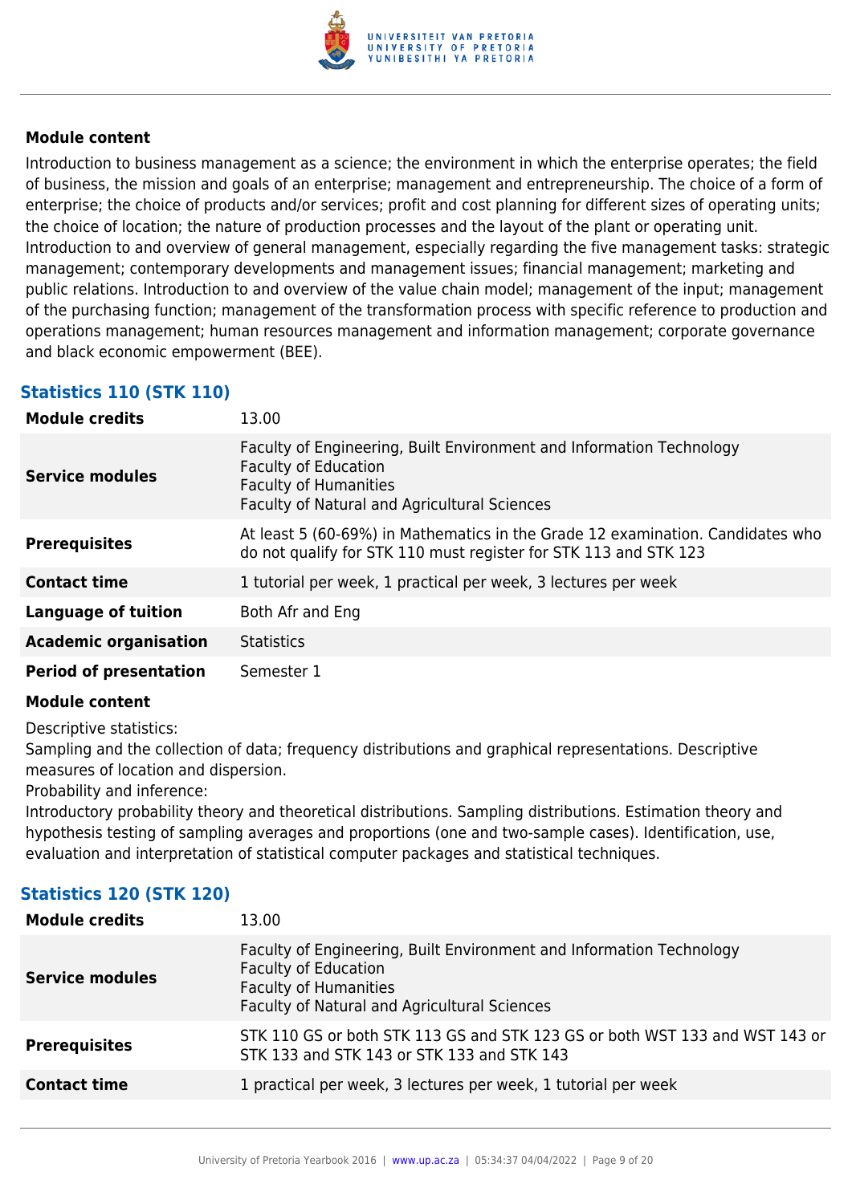**Module content**

Introduction to business management as a science; the environment in which the enterprise operates; the field of business, the mission and goals of an enterprise; management and entrepreneurship. The choice of a form of enterprise; the choice of products and/or services; profit and cost planning for different sizes of operating units; the choice of location; the nature of production processes and the layout of the plant or operating unit. Introduction to and overview of general management, especially regarding the five management tasks: strategic management; contemporary developments and management issues; financial management; marketing and public relations. Introduction to and overview of the value chain model; management of the input; management of the purchasing function; management of the transformation process with specific reference to production and operations management; human resources management and information management; corporate governance and black economic empowerment (BEE).

### Statistics 110 (STK 110)

| | |
|---|---|
| **Module credits** | 13.00 |
| **Service modules** | Faculty of Engineering, Built Environment and Information Technology<br>Faculty of Education<br>Faculty of Humanities<br>Faculty of Natural and Agricultural Sciences |
| **Prerequisites** | At least 5 (60-69%) in Mathematics in the Grade 12 examination. Candidates who do not qualify for STK 110 must register for STK 113 and STK 123 |
| **Contact time** | 1 tutorial per week, 1 practical per week, 3 lectures per week |
| **Language of tuition** | Both Afr and Eng |
| **Academic organisation** | Statistics |
| **Period of presentation** | Semester 1 |

**Module content**

Descriptive statistics:
Sampling and the collection of data; frequency distributions and graphical representations. Descriptive measures of location and dispersion.
Probability and inference:
Introductory probability theory and theoretical distributions. Sampling distributions. Estimation theory and hypothesis testing of sampling averages and proportions (one and two-sample cases). Identification, use, evaluation and interpretation of statistical computer packages and statistical techniques.

### Statistics 120 (STK 120)

| | |
|---|---|
| **Module credits** | 13.00 |
| **Service modules** | Faculty of Engineering, Built Environment and Information Technology<br>Faculty of Education<br>Faculty of Humanities<br>Faculty of Natural and Agricultural Sciences |
| **Prerequisites** | STK 110 GS or both STK 113 GS and STK 123 GS or both WST 133 and WST 143 or STK 133 and STK 143 or STK 133 and STK 143 |
| **Contact time** | 1 practical per week, 3 lectures per week, 1 tutorial per week |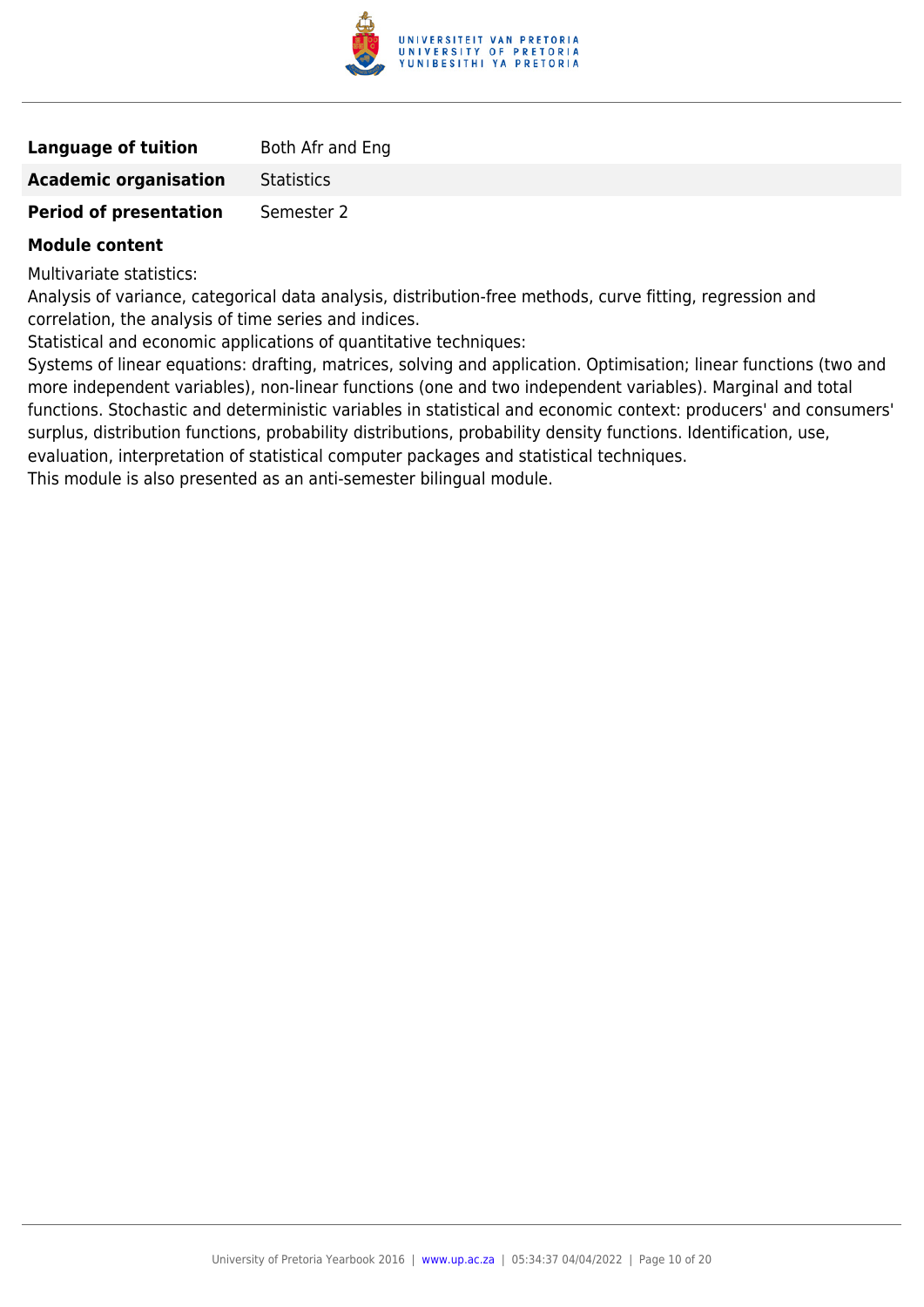| | |
|---|---|
| **Language of tuition** | Both Afr and Eng |
| **Academic organisation** | Statistics |
| **Period of presentation** | Semester 2 |

**Module content**

Multivariate statistics:
Analysis of variance, categorical data analysis, distribution-free methods, curve fitting, regression and correlation, the analysis of time series and indices.
Statistical and economic applications of quantitative techniques:
Systems of linear equations: drafting, matrices, solving and application. Optimisation; linear functions (two and more independent variables), non-linear functions (one and two independent variables). Marginal and total functions. Stochastic and deterministic variables in statistical and economic context: producers' and consumers' surplus, distribution functions, probability distributions, probability density functions. Identification, use, evaluation, interpretation of statistical computer packages and statistical techniques.
This module is also presented as an anti-semester bilingual module.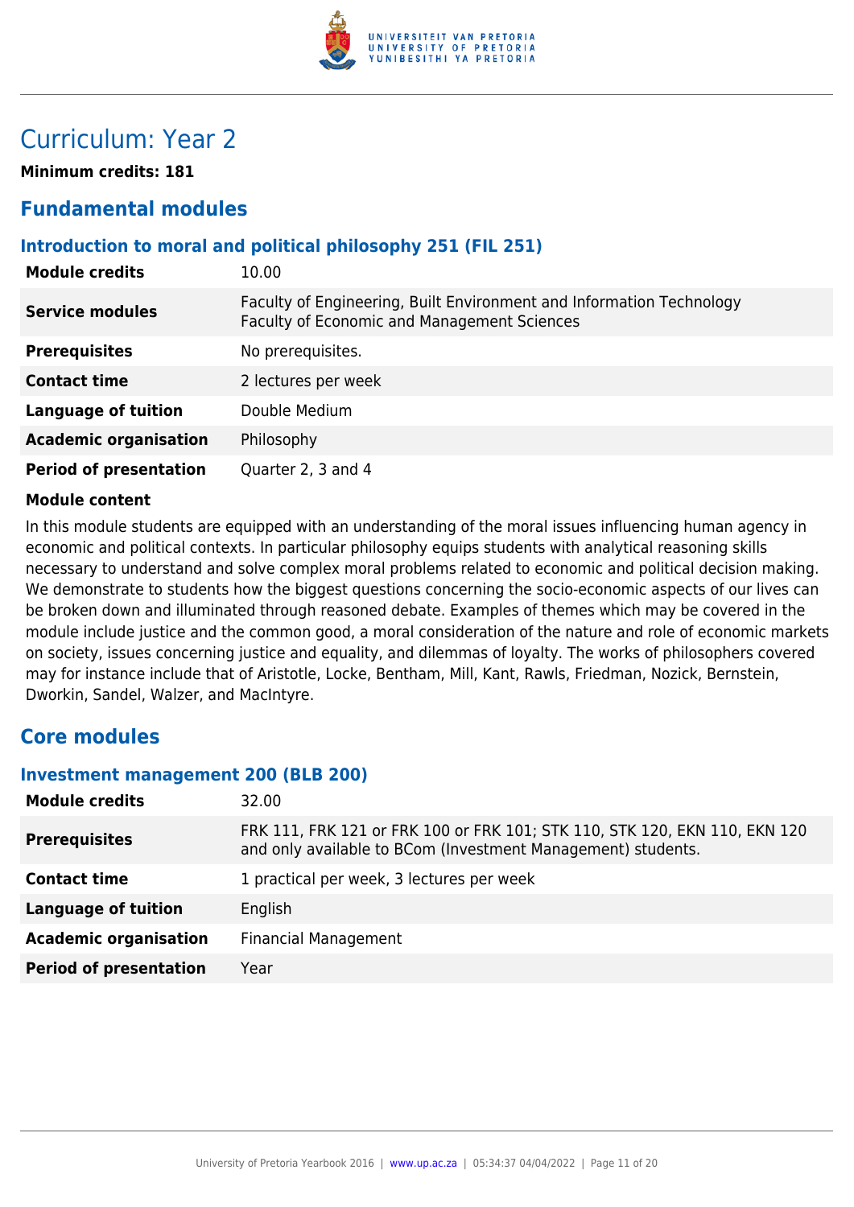# Curriculum: Year 2

**Minimum credits: 181**

## Fundamental modules

### Introduction to moral and political philosophy 251 (FIL 251)

| | |
|---|---|
| **Module credits** | 10.00 |
| **Service modules** | Faculty of Engineering, Built Environment and Information Technology<br>Faculty of Economic and Management Sciences |
| **Prerequisites** | No prerequisites. |
| **Contact time** | 2 lectures per week |
| **Language of tuition** | Double Medium |
| **Academic organisation** | Philosophy |
| **Period of presentation** | Quarter 2, 3 and 4 |

**Module content**

In this module students are equipped with an understanding of the moral issues influencing human agency in economic and political contexts. In particular philosophy equips students with analytical reasoning skills necessary to understand and solve complex moral problems related to economic and political decision making. We demonstrate to students how the biggest questions concerning the socio-economic aspects of our lives can be broken down and illuminated through reasoned debate. Examples of themes which may be covered in the module include justice and the common good, a moral consideration of the nature and role of economic markets on society, issues concerning justice and equality, and dilemmas of loyalty. The works of philosophers covered may for instance include that of Aristotle, Locke, Bentham, Mill, Kant, Rawls, Friedman, Nozick, Bernstein, Dworkin, Sandel, Walzer, and MacIntyre.

## Core modules

### Investment management 200 (BLB 200)

| | |
|---|---|
| **Module credits** | 32.00 |
| **Prerequisites** | FRK 111, FRK 121 or FRK 100 or FRK 101; STK 110, STK 120, EKN 110, EKN 120 and only available to BCom (Investment Management) students. |
| **Contact time** | 1 practical per week, 3 lectures per week |
| **Language of tuition** | English |
| **Academic organisation** | Financial Management |
| **Period of presentation** | Year |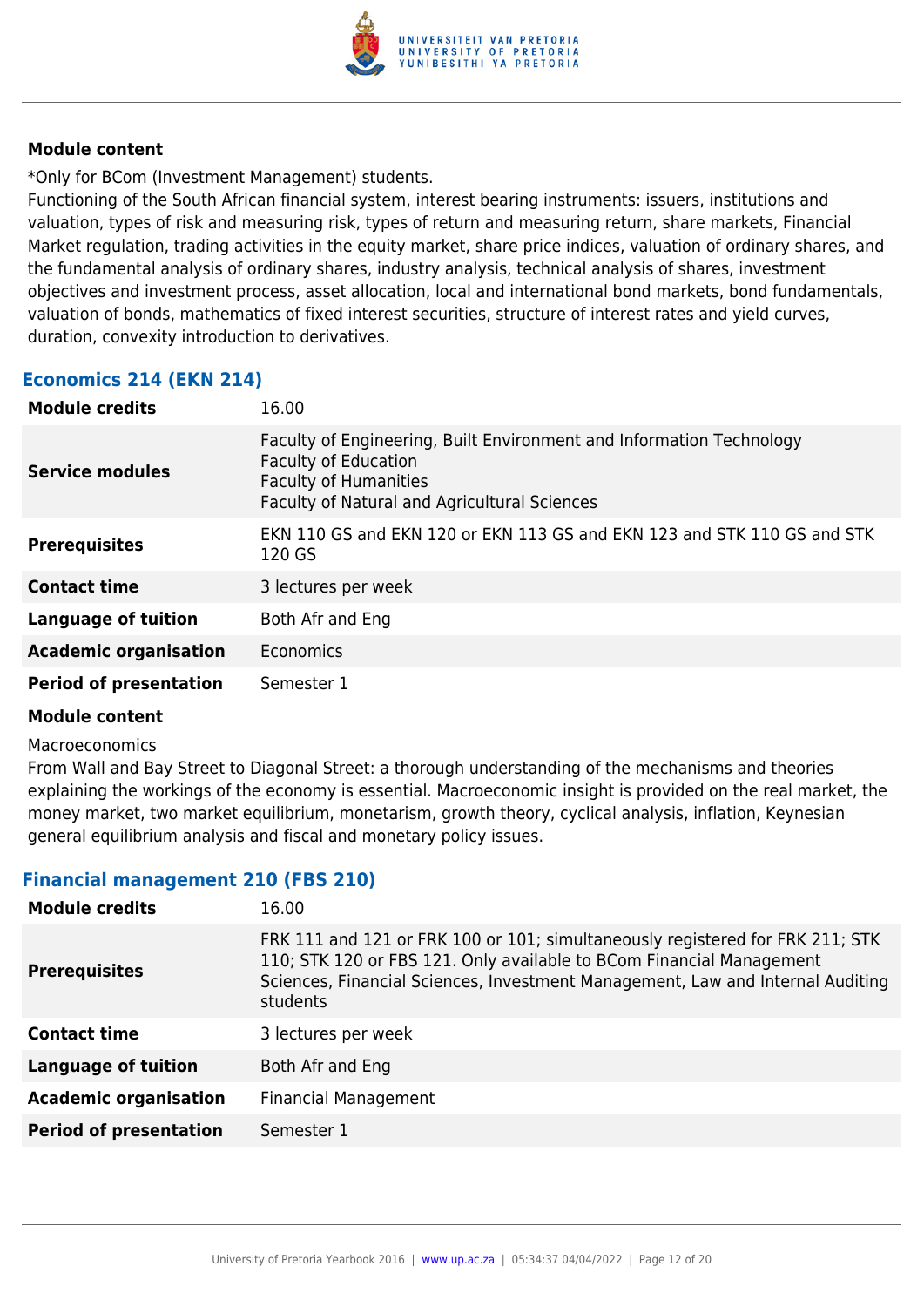**Module content**

*Only for BCom (Investment Management) students.
Functioning of the South African financial system, interest bearing instruments: issuers, institutions and valuation, types of risk and measuring risk, types of return and measuring return, share markets, Financial Market regulation, trading activities in the equity market, share price indices, valuation of ordinary shares, and the fundamental analysis of ordinary shares, industry analysis, technical analysis of shares, investment objectives and investment process, asset allocation, local and international bond markets, bond fundamentals, valuation of bonds, mathematics of fixed interest securities, structure of interest rates and yield curves, duration, convexity introduction to derivatives.

### Economics 214 (EKN 214)

| | |
|---|---|
| **Module credits** | 16.00 |
| **Service modules** | Faculty of Engineering, Built Environment and Information Technology<br>Faculty of Education<br>Faculty of Humanities<br>Faculty of Natural and Agricultural Sciences |
| **Prerequisites** | EKN 110 GS and EKN 120 or EKN 113 GS and EKN 123 and STK 110 GS and STK 120 GS |
| **Contact time** | 3 lectures per week |
| **Language of tuition** | Both Afr and Eng |
| **Academic organisation** | Economics |
| **Period of presentation** | Semester 1 |

**Module content**

Macroeconomics
From Wall and Bay Street to Diagonal Street: a thorough understanding of the mechanisms and theories explaining the workings of the economy is essential. Macroeconomic insight is provided on the real market, the money market, two market equilibrium, monetarism, growth theory, cyclical analysis, inflation, Keynesian general equilibrium analysis and fiscal and monetary policy issues.

### Financial management 210 (FBS 210)

| | |
|---|---|
| **Module credits** | 16.00 |
| **Prerequisites** | FRK 111 and 121 or FRK 100 or 101; simultaneously registered for FRK 211; STK 110; STK 120 or FBS 121. Only available to BCom Financial Management Sciences, Financial Sciences, Investment Management, Law and Internal Auditing students |
| **Contact time** | 3 lectures per week |
| **Language of tuition** | Both Afr and Eng |
| **Academic organisation** | Financial Management |
| **Period of presentation** | Semester 1 |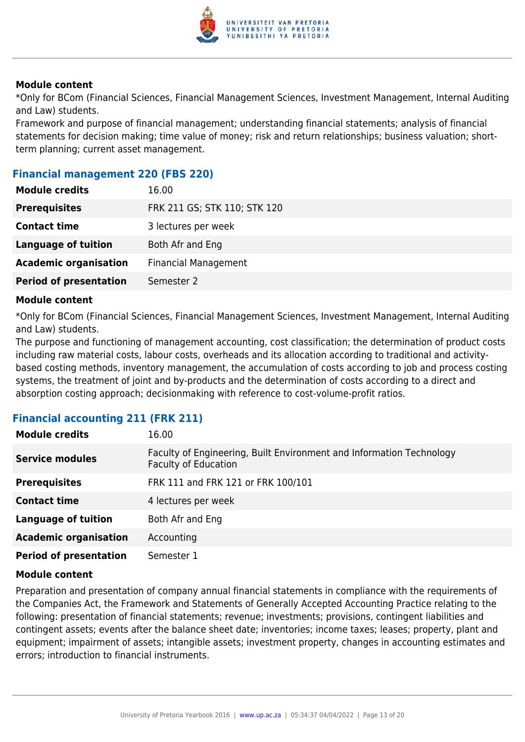**Module content**

*Only for BCom (Financial Sciences, Financial Management Sciences, Investment Management, Internal Auditing and Law) students.

Framework and purpose of financial management; understanding financial statements; analysis of financial statements for decision making; time value of money; risk and return relationships; business valuation; short-term planning; current asset management.

### Financial management 220 (FBS 220)

| | |
|---|---|
| **Module credits** | 16.00 |
| **Prerequisites** | FRK 211 GS; STK 110; STK 120 |
| **Contact time** | 3 lectures per week |
| **Language of tuition** | Both Afr and Eng |
| **Academic organisation** | Financial Management |
| **Period of presentation** | Semester 2 |

**Module content**

*Only for BCom (Financial Sciences, Financial Management Sciences, Investment Management, Internal Auditing and Law) students.

The purpose and functioning of management accounting, cost classification; the determination of product costs including raw material costs, labour costs, overheads and its allocation according to traditional and activity-based costing methods, inventory management, the accumulation of costs according to job and process costing systems, the treatment of joint and by-products and the determination of costs according to a direct and absorption costing approach; decisionmaking with reference to cost-volume-profit ratios.

### Financial accounting 211 (FRK 211)

| | |
|---|---|
| **Module credits** | 16.00 |
| **Service modules** | Faculty of Engineering, Built Environment and Information Technology<br>Faculty of Education |
| **Prerequisites** | FRK 111 and FRK 121 or FRK 100/101 |
| **Contact time** | 4 lectures per week |
| **Language of tuition** | Both Afr and Eng |
| **Academic organisation** | Accounting |
| **Period of presentation** | Semester 1 |

**Module content**

Preparation and presentation of company annual financial statements in compliance with the requirements of the Companies Act, the Framework and Statements of Generally Accepted Accounting Practice relating to the following: presentation of financial statements; revenue; investments; provisions, contingent liabilities and contingent assets; events after the balance sheet date; inventories; income taxes; leases; property, plant and equipment; impairment of assets; intangible assets; investment property, changes in accounting estimates and errors; introduction to financial instruments.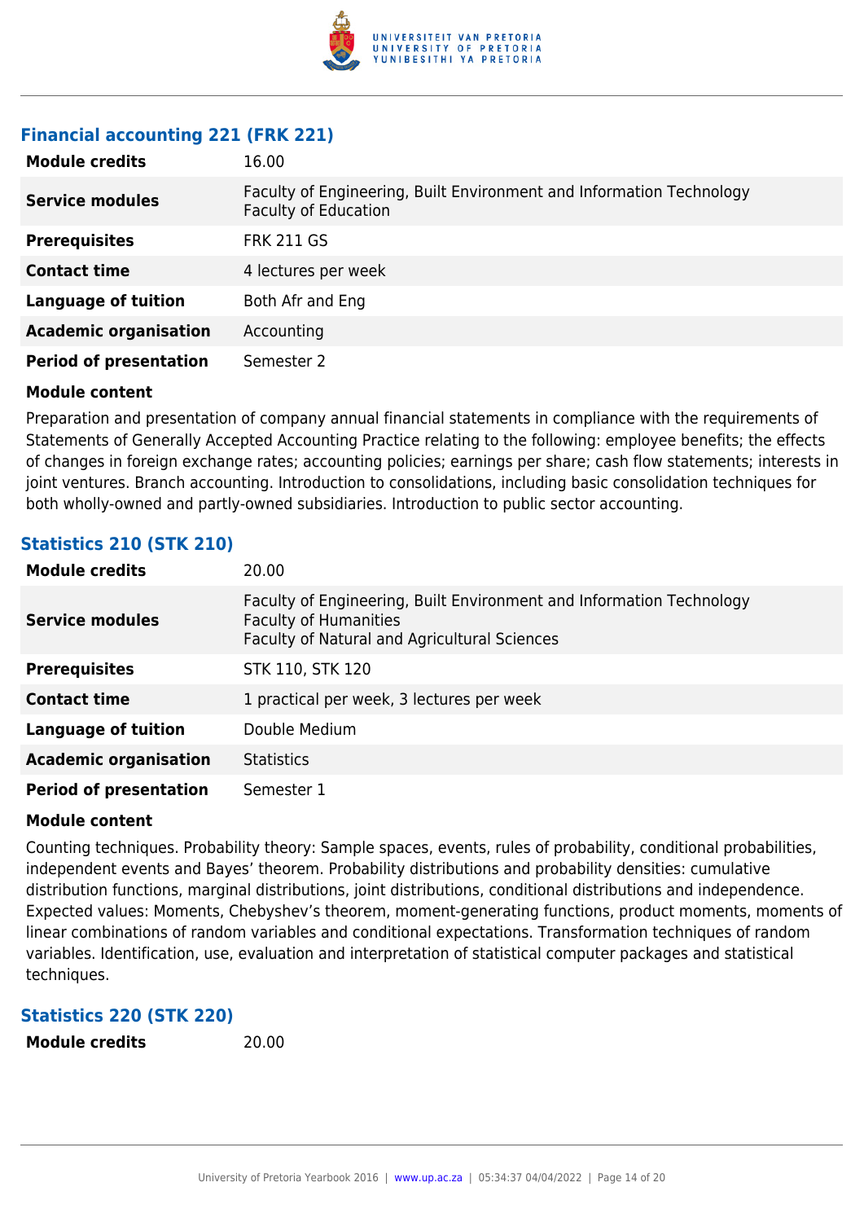### Financial accounting 221 (FRK 221)

| | |
|---|---|
| **Module credits** | 16.00 |
| **Service modules** | Faculty of Engineering, Built Environment and Information Technology<br>Faculty of Education |
| **Prerequisites** | FRK 211 GS |
| **Contact time** | 4 lectures per week |
| **Language of tuition** | Both Afr and Eng |
| **Academic organisation** | Accounting |
| **Period of presentation** | Semester 2 |

**Module content**

Preparation and presentation of company annual financial statements in compliance with the requirements of Statements of Generally Accepted Accounting Practice relating to the following: employee benefits; the effects of changes in foreign exchange rates; accounting policies; earnings per share; cash flow statements; interests in joint ventures. Branch accounting. Introduction to consolidations, including basic consolidation techniques for both wholly-owned and partly-owned subsidiaries. Introduction to public sector accounting.

### Statistics 210 (STK 210)

| | |
|---|---|
| **Module credits** | 20.00 |
| **Service modules** | Faculty of Engineering, Built Environment and Information Technology<br>Faculty of Humanities<br>Faculty of Natural and Agricultural Sciences |
| **Prerequisites** | STK 110, STK 120 |
| **Contact time** | 1 practical per week, 3 lectures per week |
| **Language of tuition** | Double Medium |
| **Academic organisation** | Statistics |
| **Period of presentation** | Semester 1 |

**Module content**

Counting techniques. Probability theory: Sample spaces, events, rules of probability, conditional probabilities, independent events and Bayes' theorem. Probability distributions and probability densities: cumulative distribution functions, marginal distributions, joint distributions, conditional distributions and independence. Expected values: Moments, Chebyshev's theorem, moment-generating functions, product moments, moments of linear combinations of random variables and conditional expectations. Transformation techniques of random variables. Identification, use, evaluation and interpretation of statistical computer packages and statistical techniques.

### Statistics 220 (STK 220)

| | |
|---|---|
| **Module credits** | 20.00 |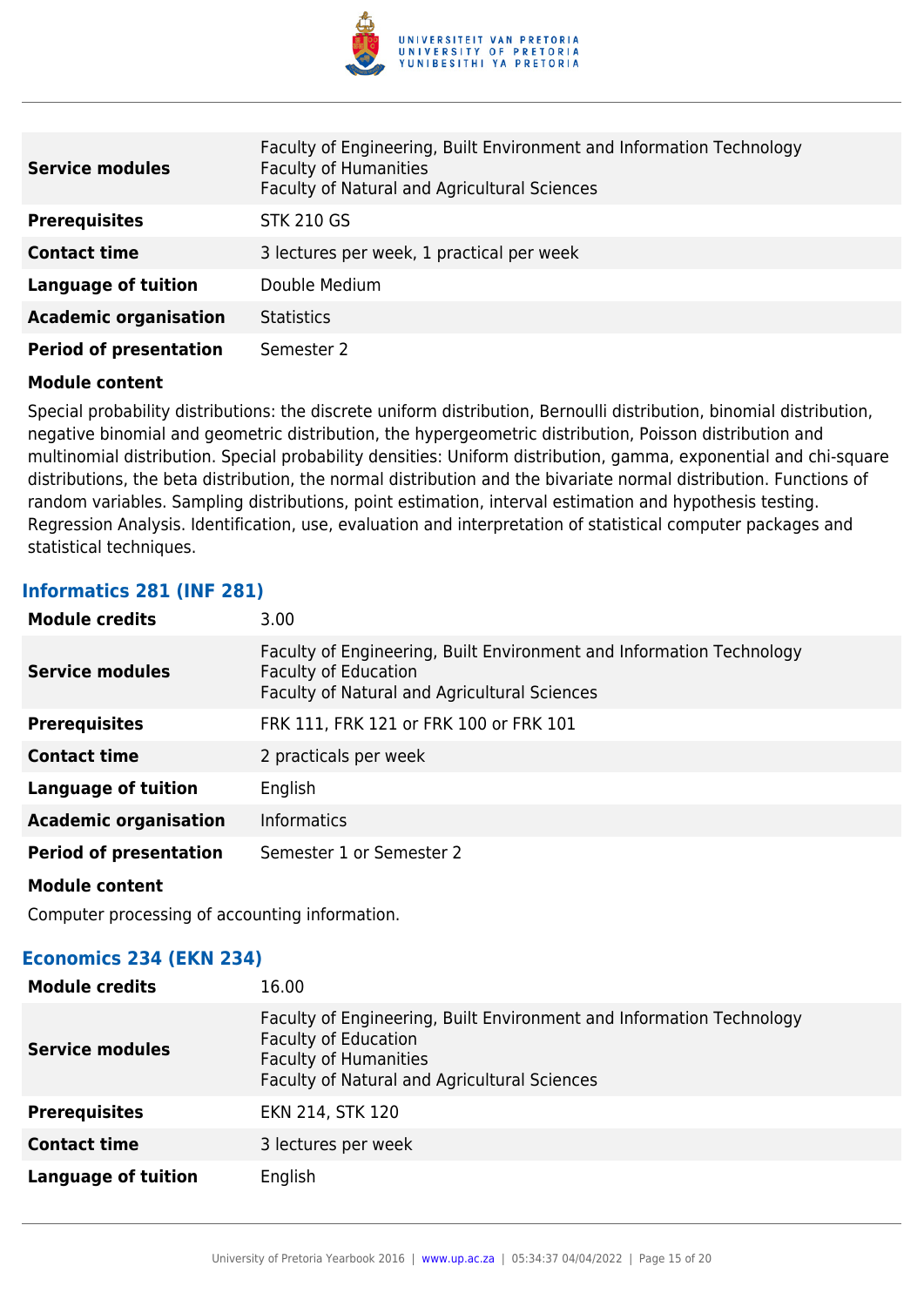| | |
|---|---|
| **Service modules** | Faculty of Engineering, Built Environment and Information Technology<br>Faculty of Humanities<br>Faculty of Natural and Agricultural Sciences |
| **Prerequisites** | STK 210 GS |
| **Contact time** | 3 lectures per week, 1 practical per week |
| **Language of tuition** | Double Medium |
| **Academic organisation** | Statistics |
| **Period of presentation** | Semester 2 |

**Module content**

Special probability distributions: the discrete uniform distribution, Bernoulli distribution, binomial distribution, negative binomial and geometric distribution, the hypergeometric distribution, Poisson distribution and multinomial distribution. Special probability densities: Uniform distribution, gamma, exponential and chi-square distributions, the beta distribution, the normal distribution and the bivariate normal distribution. Functions of random variables. Sampling distributions, point estimation, interval estimation and hypothesis testing. Regression Analysis. Identification, use, evaluation and interpretation of statistical computer packages and statistical techniques.

### Informatics 281 (INF 281)

| | |
|---|---|
| **Module credits** | 3.00 |
| **Service modules** | Faculty of Engineering, Built Environment and Information Technology<br>Faculty of Education<br>Faculty of Natural and Agricultural Sciences |
| **Prerequisites** | FRK 111, FRK 121 or FRK 100 or FRK 101 |
| **Contact time** | 2 practicals per week |
| **Language of tuition** | English |
| **Academic organisation** | Informatics |
| **Period of presentation** | Semester 1 or Semester 2 |

**Module content**

Computer processing of accounting information.

### Economics 234 (EKN 234)

| | |
|---|---|
| **Module credits** | 16.00 |
| **Service modules** | Faculty of Engineering, Built Environment and Information Technology<br>Faculty of Education<br>Faculty of Humanities<br>Faculty of Natural and Agricultural Sciences |
| **Prerequisites** | EKN 214, STK 120 |
| **Contact time** | 3 lectures per week |
| **Language of tuition** | English |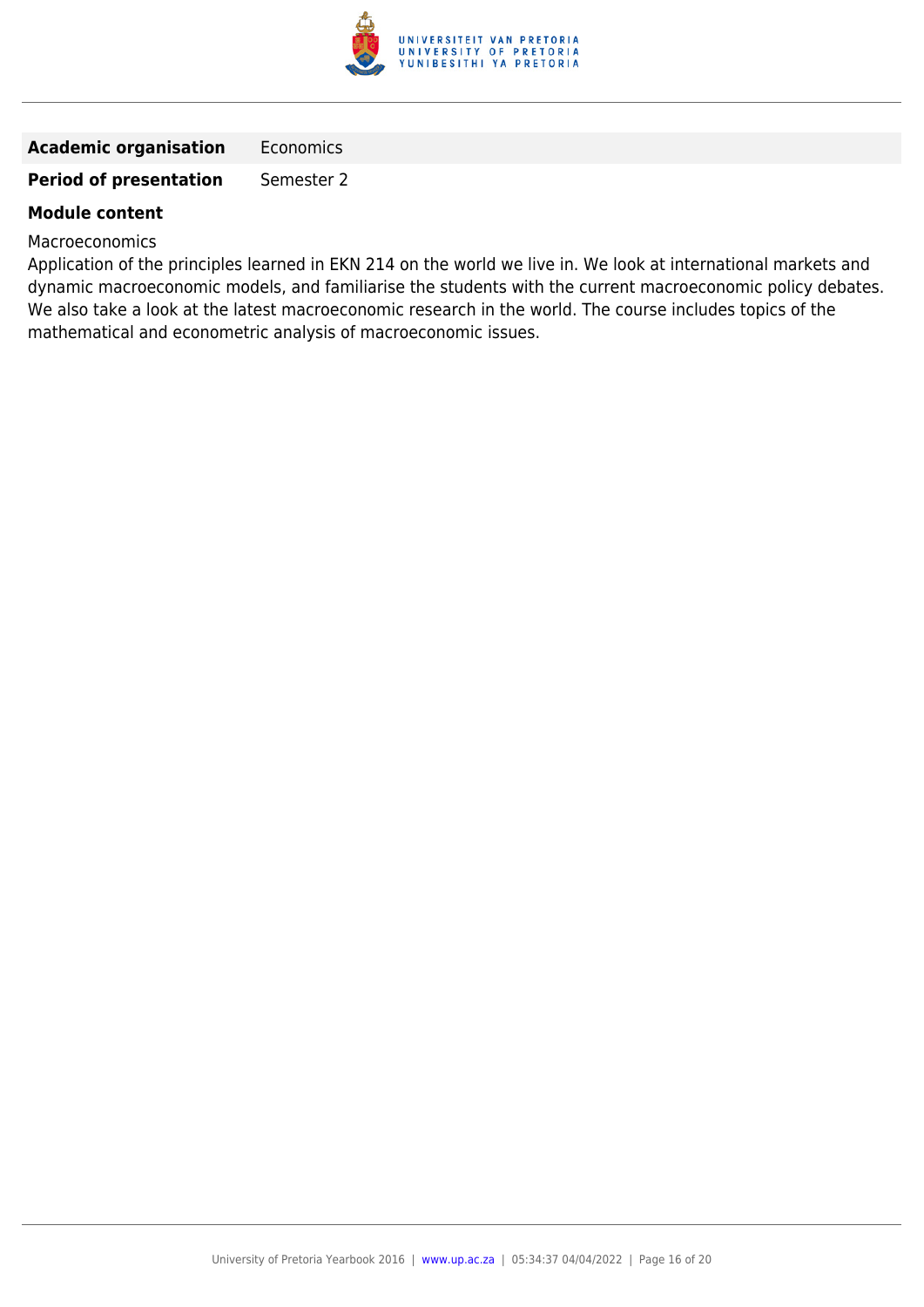| | |
|---|---|
| **Academic organisation** | Economics |
| **Period of presentation** | Semester 2 |

**Module content**

Macroeconomics

Application of the principles learned in EKN 214 on the world we live in. We look at international markets and dynamic macroeconomic models, and familiarise the students with the current macroeconomic policy debates. We also take a look at the latest macroeconomic research in the world. The course includes topics of the mathematical and econometric analysis of macroeconomic issues.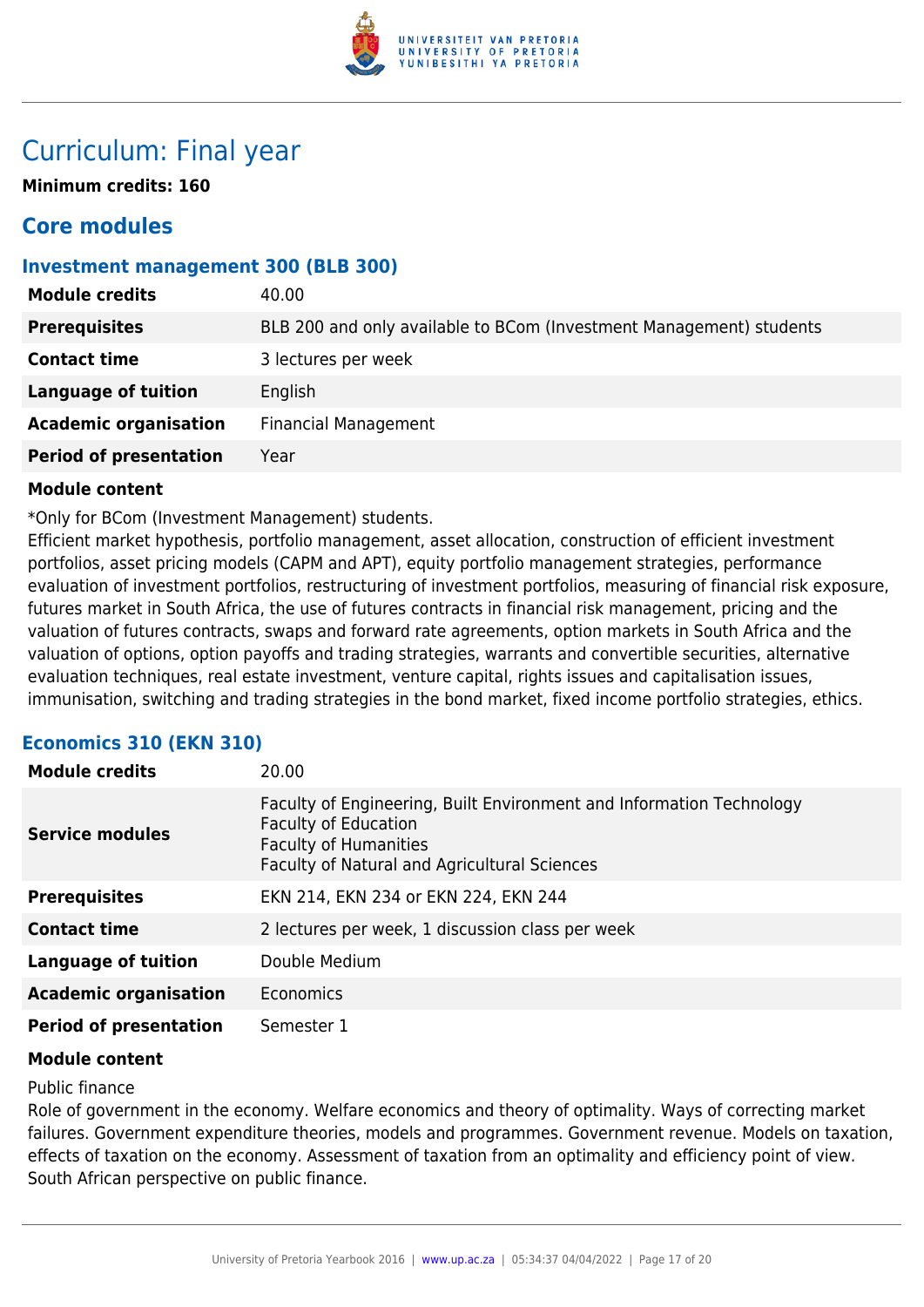# Curriculum: Final year

**Minimum credits: 160**

## Core modules

### Investment management 300 (BLB 300)

| | |
|---|---|
| **Module credits** | 40.00 |
| **Prerequisites** | BLB 200 and only available to BCom (Investment Management) students |
| **Contact time** | 3 lectures per week |
| **Language of tuition** | English |
| **Academic organisation** | Financial Management |
| **Period of presentation** | Year |

**Module content**

*Only for BCom (Investment Management) students.
Efficient market hypothesis, portfolio management, asset allocation, construction of efficient investment portfolios, asset pricing models (CAPM and APT), equity portfolio management strategies, performance evaluation of investment portfolios, restructuring of investment portfolios, measuring of financial risk exposure, futures market in South Africa, the use of futures contracts in financial risk management, pricing and the valuation of futures contracts, swaps and forward rate agreements, option markets in South Africa and the valuation of options, option payoffs and trading strategies, warrants and convertible securities, alternative evaluation techniques, real estate investment, venture capital, rights issues and capitalisation issues, immunisation, switching and trading strategies in the bond market, fixed income portfolio strategies, ethics.

### Economics 310 (EKN 310)

| | |
|---|---|
| **Module credits** | 20.00 |
| **Service modules** | Faculty of Engineering, Built Environment and Information Technology<br>Faculty of Education<br>Faculty of Humanities<br>Faculty of Natural and Agricultural Sciences |
| **Prerequisites** | EKN 214, EKN 234 or EKN 224, EKN 244 |
| **Contact time** | 2 lectures per week, 1 discussion class per week |
| **Language of tuition** | Double Medium |
| **Academic organisation** | Economics |
| **Period of presentation** | Semester 1 |

**Module content**

Public finance
Role of government in the economy. Welfare economics and theory of optimality. Ways of correcting market failures. Government expenditure theories, models and programmes. Government revenue. Models on taxation, effects of taxation on the economy. Assessment of taxation from an optimality and efficiency point of view. South African perspective on public finance.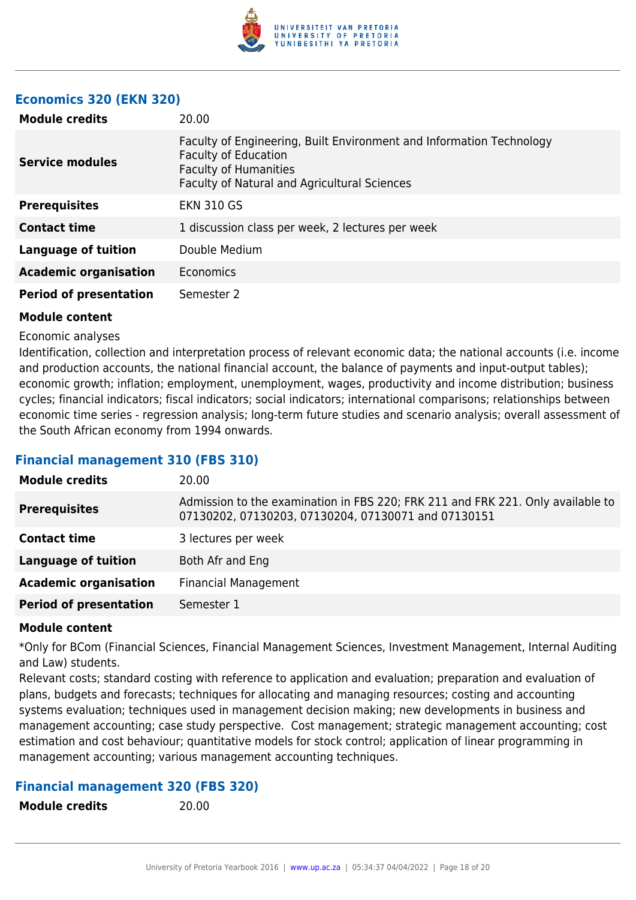### Economics 320 (EKN 320)

| | |
|---|---|
| **Module credits** | 20.00 |
| **Service modules** | Faculty of Engineering, Built Environment and Information Technology<br>Faculty of Education<br>Faculty of Humanities<br>Faculty of Natural and Agricultural Sciences |
| **Prerequisites** | EKN 310 GS |
| **Contact time** | 1 discussion class per week, 2 lectures per week |
| **Language of tuition** | Double Medium |
| **Academic organisation** | Economics |
| **Period of presentation** | Semester 2 |

**Module content**

Economic analyses

Identification, collection and interpretation process of relevant economic data; the national accounts (i.e. income and production accounts, the national financial account, the balance of payments and input-output tables); economic growth; inflation; employment, unemployment, wages, productivity and income distribution; business cycles; financial indicators; fiscal indicators; social indicators; international comparisons; relationships between economic time series - regression analysis; long-term future studies and scenario analysis; overall assessment of the South African economy from 1994 onwards.

### Financial management 310 (FBS 310)

| | |
|---|---|
| **Module credits** | 20.00 |
| **Prerequisites** | Admission to the examination in FBS 220; FRK 211 and FRK 221. Only available to 07130202, 07130203, 07130204, 07130071 and 07130151 |
| **Contact time** | 3 lectures per week |
| **Language of tuition** | Both Afr and Eng |
| **Academic organisation** | Financial Management |
| **Period of presentation** | Semester 1 |

**Module content**

*Only for BCom (Financial Sciences, Financial Management Sciences, Investment Management, Internal Auditing and Law) students.

Relevant costs; standard costing with reference to application and evaluation; preparation and evaluation of plans, budgets and forecasts; techniques for allocating and managing resources; costing and accounting systems evaluation; techniques used in management decision making; new developments in business and management accounting; case study perspective. Cost management; strategic management accounting; cost estimation and cost behaviour; quantitative models for stock control; application of linear programming in management accounting; various management accounting techniques.

### Financial management 320 (FBS 320)

| | |
|---|---|
| **Module credits** | 20.00 |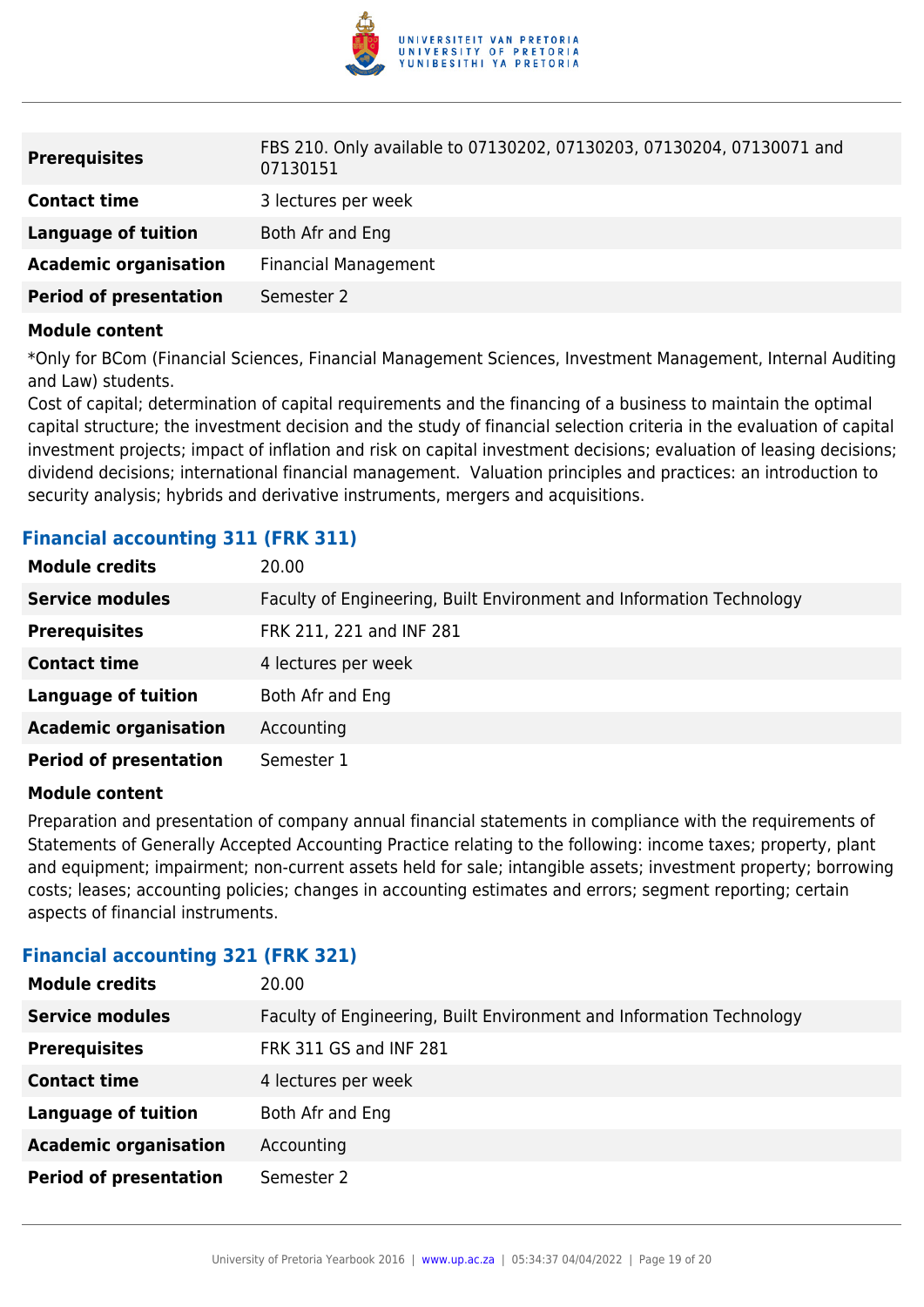| | |
|---|---|
| **Prerequisites** | FBS 210. Only available to 07130202, 07130203, 07130204, 07130071 and 07130151 |
| **Contact time** | 3 lectures per week |
| **Language of tuition** | Both Afr and Eng |
| **Academic organisation** | Financial Management |
| **Period of presentation** | Semester 2 |

**Module content**

*Only for BCom (Financial Sciences, Financial Management Sciences, Investment Management, Internal Auditing and Law) students.

Cost of capital; determination of capital requirements and the financing of a business to maintain the optimal capital structure; the investment decision and the study of financial selection criteria in the evaluation of capital investment projects; impact of inflation and risk on capital investment decisions; evaluation of leasing decisions; dividend decisions; international financial management. Valuation principles and practices: an introduction to security analysis; hybrids and derivative instruments, mergers and acquisitions.

### Financial accounting 311 (FRK 311)

| | |
|---|---|
| **Module credits** | 20.00 |
| **Service modules** | Faculty of Engineering, Built Environment and Information Technology |
| **Prerequisites** | FRK 211, 221 and INF 281 |
| **Contact time** | 4 lectures per week |
| **Language of tuition** | Both Afr and Eng |
| **Academic organisation** | Accounting |
| **Period of presentation** | Semester 1 |

**Module content**

Preparation and presentation of company annual financial statements in compliance with the requirements of Statements of Generally Accepted Accounting Practice relating to the following: income taxes; property, plant and equipment; impairment; non-current assets held for sale; intangible assets; investment property; borrowing costs; leases; accounting policies; changes in accounting estimates and errors; segment reporting; certain aspects of financial instruments.

### Financial accounting 321 (FRK 321)

| | |
|---|---|
| **Module credits** | 20.00 |
| **Service modules** | Faculty of Engineering, Built Environment and Information Technology |
| **Prerequisites** | FRK 311 GS and INF 281 |
| **Contact time** | 4 lectures per week |
| **Language of tuition** | Both Afr and Eng |
| **Academic organisation** | Accounting |
| **Period of presentation** | Semester 2 |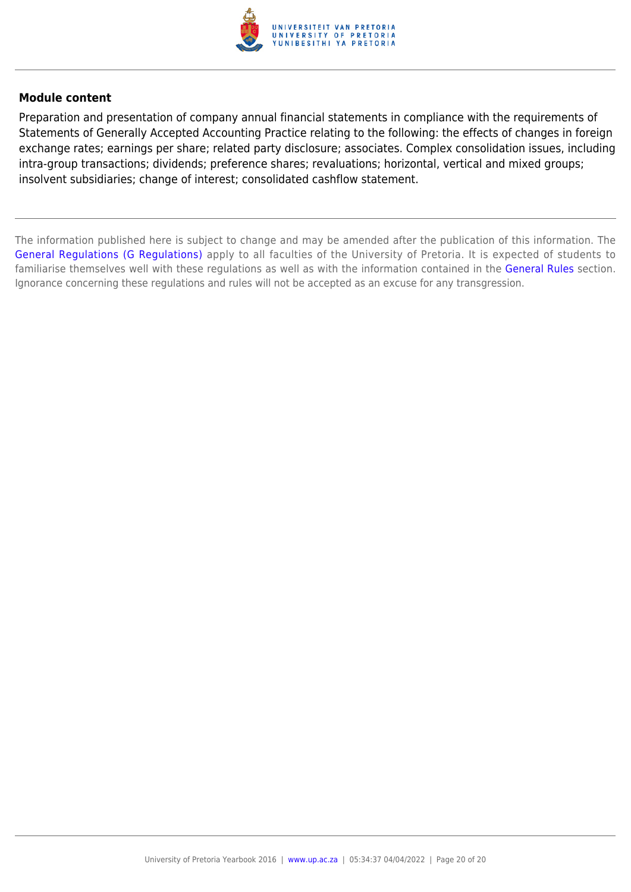**Module content**

Preparation and presentation of company annual financial statements in compliance with the requirements of Statements of Generally Accepted Accounting Practice relating to the following: the effects of changes in foreign exchange rates; earnings per share; related party disclosure; associates. Complex consolidation issues, including intra-group transactions; dividends; preference shares; revaluations; horizontal, vertical and mixed groups; insolvent subsidiaries; change of interest; consolidated cashflow statement.

---

The information published here is subject to change and may be amended after the publication of this information. The General Regulations (G Regulations) apply to all faculties of the University of Pretoria. It is expected of students to familiarise themselves well with these regulations as well as with the information contained in the General Rules section. Ignorance concerning these regulations and rules will not be accepted as an excuse for any transgression.